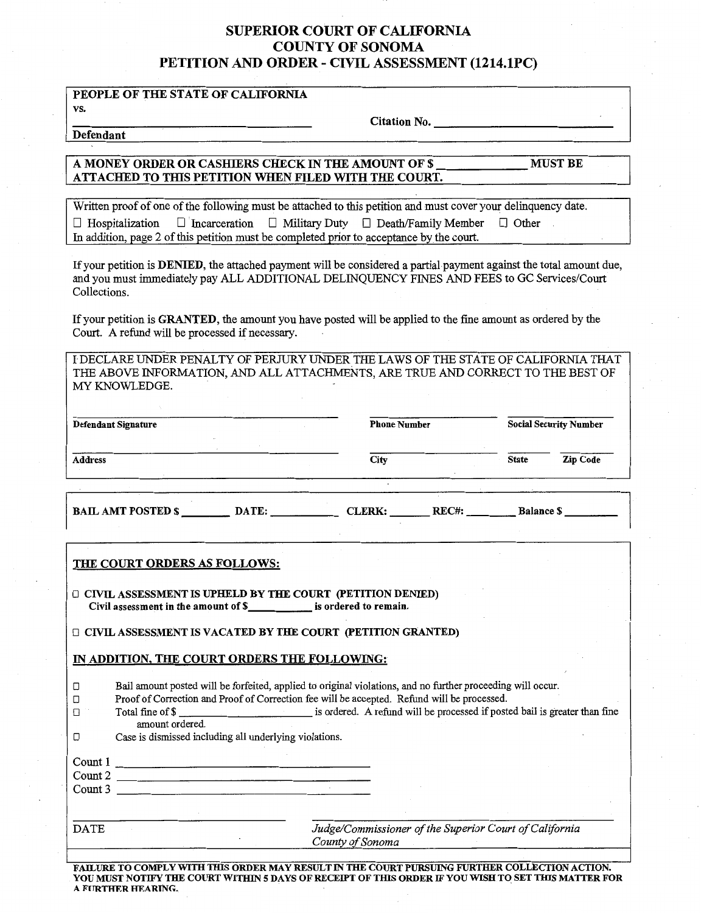# SUPERIOR COURT OF CALIFORNIA
# COUNTY OF SONOMA
# PETITION AND ORDER - CIVIL ASSESSMENT (1214.1PC)

**PEOPLE OF THE STATE OF CALIFORNIA**
**vs.**

______________________________ **Citation No.** ______________________________
**Defendant**

**A MONEY ORDER OR CASHIERS CHECK IN THE AMOUNT OF $ ____________ MUST BE ATTACHED TO THIS PETITION WHEN FILED WITH THE COURT.**

Written proof of one of the following must be attached to this petition and must cover your delinquency date.

☐ Hospitalization ☐ Incarceration ☐ Military Duty ☐ Death/Family Member ☐ Other

In addition, page 2 of this petition must be completed prior to acceptance by the court.

If your petition is **DENIED**, the attached payment will be considered a partial payment against the total amount due, and you must immediately pay ALL ADDITIONAL DELINQUENCY FINES AND FEES to GC Services/Court Collections.

If your petition is **GRANTED**, the amount you have posted will be applied to the fine amount as ordered by the Court. A refund will be processed if necessary.

I DECLARE UNDER PENALTY OF PERJURY UNDER THE LAWS OF THE STATE OF CALIFORNIA THAT THE ABOVE INFORMATION, AND ALL ATTACHMENTS, ARE TRUE AND CORRECT TO THE BEST OF MY KNOWLEDGE.

______________________________ ______________ ______________
**Defendant Signature** **Phone Number** **Social Security Number**

______________________________ ______________ ______ ______
**Address** **City** **State** **Zip Code**

**BAIL AMT POSTED $** ________ **DATE:** __________ **CLERK:** ______ **REC#:** ________ **Balance $** ________

**THE COURT ORDERS AS FOLLOWS:**

☐ **CIVIL ASSESSMENT IS UPHELD BY THE COURT (PETITION DENIED)**
**Civil assessment in the amount of $__________ is ordered to remain.**

☐ **CIVIL ASSESSMENT IS VACATED BY THE COURT (PETITION GRANTED)**

**IN ADDITION, THE COURT ORDERS THE FOLLOWING:**

- ☐ Bail amount posted will be forfeited, applied to original violations, and no further proceeding will occur.
- ☐ Proof of Correction and Proof of Correction fee will be accepted. Refund will be processed.
- ☐ Total fine of $ ______________________ is ordered. A refund will be processed if posted bail is greater than fine amount ordered.
- ☐ Case is dismissed including all underlying violations.

Count 1 ______________________________
Count 2 ______________________________
Count 3 ______________________________

______________________ ______________________________
DATE *Judge/Commissioner of the Superior Court of California County of Sonoma*

**FAILURE TO COMPLY WITH THIS ORDER MAY RESULT IN THE COURT PURSUING FURTHER COLLECTION ACTION. YOU MUST NOTIFY THE COURT WITHIN 5 DAYS OF RECEIPT OF THIS ORDER IF YOU WISH TO SET THIS MATTER FOR A FURTHER HEARING.**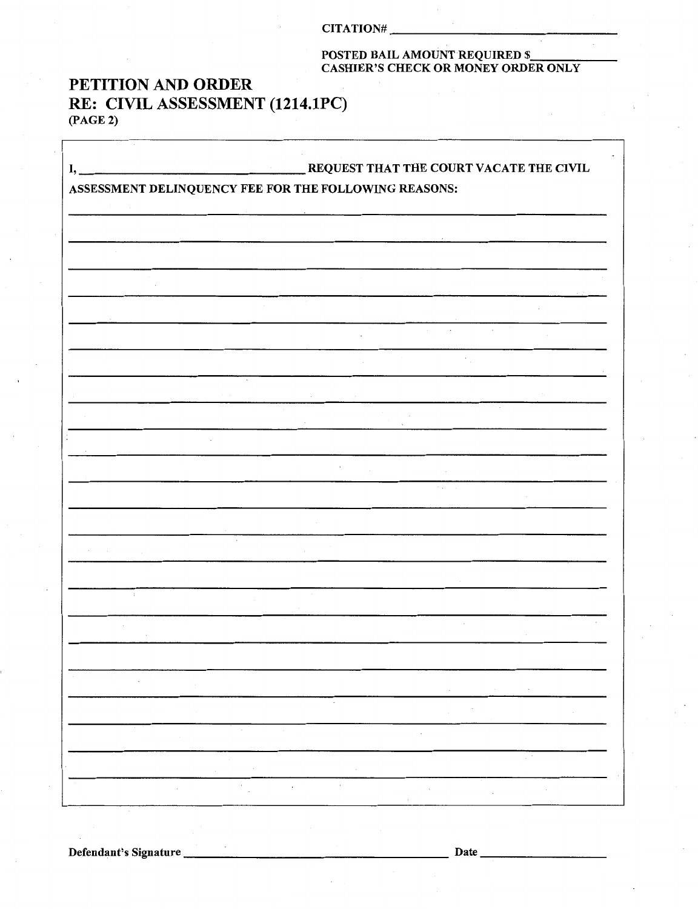CITATION# ___________________________________

POSTED BAIL AMOUNT REQUIRED $____________
CASHIER'S CHECK OR MONEY ORDER ONLY

# PETITION AND ORDER
## RE: CIVIL ASSESSMENT (1214.1PC)
(PAGE 2)

I, ___________________________________ REQUEST THAT THE COURT VACATE THE CIVIL ASSESSMENT DELINQUENCY FEE FOR THE FOLLOWING REASONS:

______________________________________________________________________________

______________________________________________________________________________

______________________________________________________________________________

______________________________________________________________________________

______________________________________________________________________________

______________________________________________________________________________

______________________________________________________________________________

______________________________________________________________________________

______________________________________________________________________________

______________________________________________________________________________

______________________________________________________________________________

______________________________________________________________________________

______________________________________________________________________________

______________________________________________________________________________

______________________________________________________________________________

______________________________________________________________________________

______________________________________________________________________________

______________________________________________________________________________

______________________________________________________________________________

______________________________________________________________________________

______________________________________________________________________________

______________________________________________________________________________

______________________________________________________________________________

Defendant's Signature ___________________________________ Date ________________